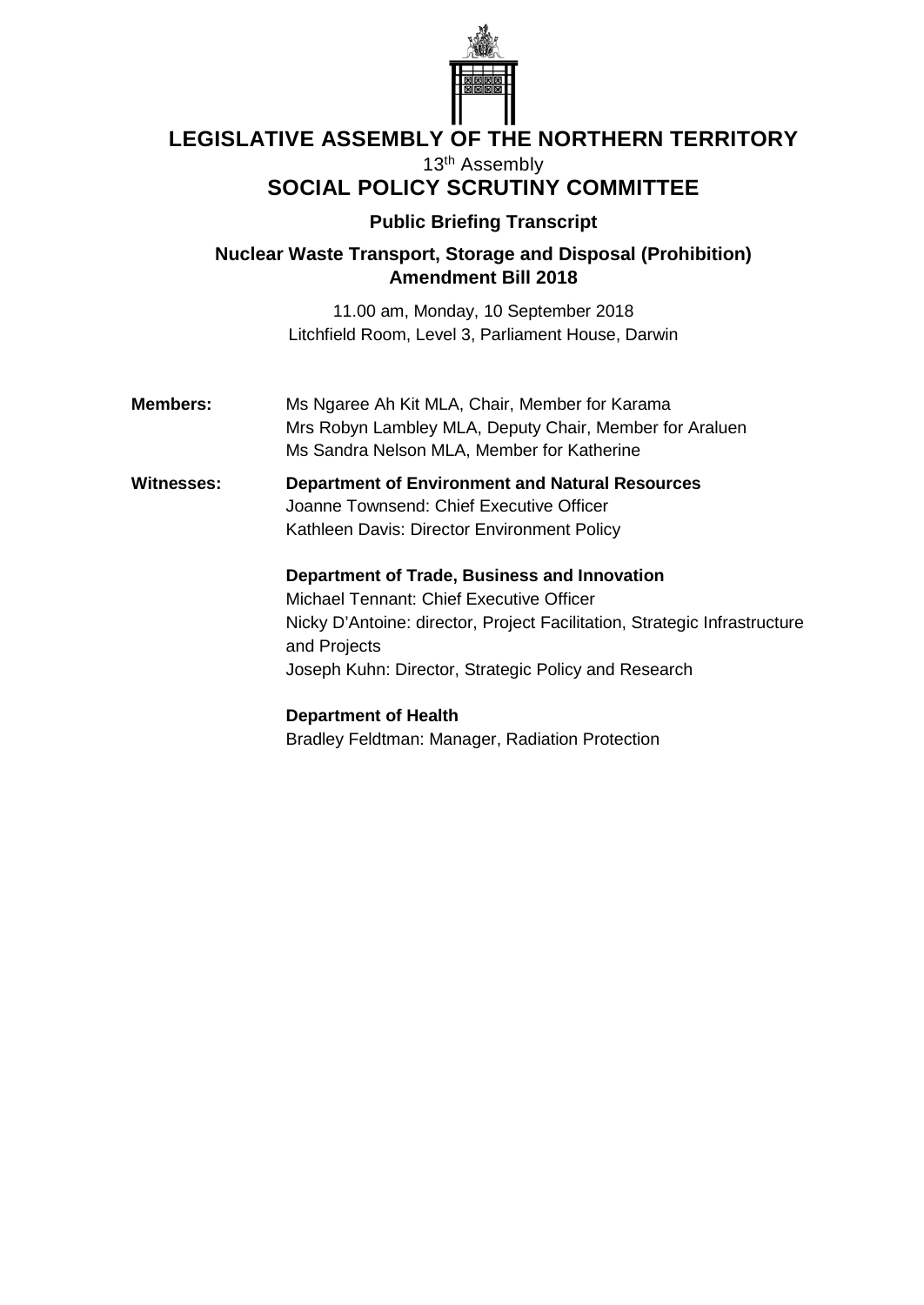# LEGISLATIVE ASSEMBLY OF THE NORTHERN TERRITORY

13th Assembly

## SOCIAL POLICY SCRUTINY COMMITTEE

### Public Briefing Transcript

### Nuclear Waste Transport, Storage and Disposal (Prohibition) Amendment Bill 2018

11.00 am, Monday, 10 September 2018
Litchfield Room, Level 3, Parliament House, Darwin

**Members:**

Ms Ngaree Ah Kit MLA, Chair, Member for Karama
Mrs Robyn Lambley MLA, Deputy Chair, Member for Araluen
Ms Sandra Nelson MLA, Member for Katherine

**Witnesses:**

**Department of Environment and Natural Resources**
Joanne Townsend: Chief Executive Officer
Kathleen Davis: Director Environment Policy

**Department of Trade, Business and Innovation**
Michael Tennant: Chief Executive Officer
Nicky D'Antoine: director, Project Facilitation, Strategic Infrastructure and Projects
Joseph Kuhn: Director, Strategic Policy and Research

**Department of Health**
Bradley Feldtman: Manager, Radiation Protection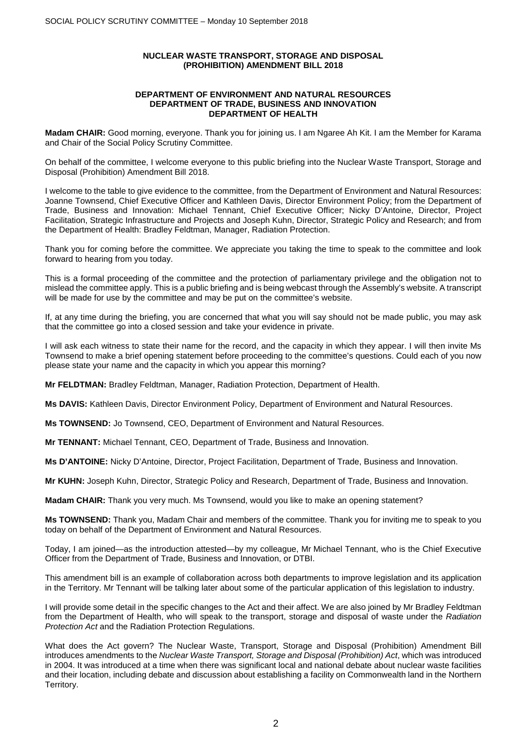**NUCLEAR WASTE TRANSPORT, STORAGE AND DISPOSAL (PROHIBITION) AMENDMENT BILL 2018**

**DEPARTMENT OF ENVIRONMENT AND NATURAL RESOURCES**
**DEPARTMENT OF TRADE, BUSINESS AND INNOVATION**
**DEPARTMENT OF HEALTH**

**Madam CHAIR:** Good morning, everyone. Thank you for joining us. I am Ngaree Ah Kit. I am the Member for Karama and Chair of the Social Policy Scrutiny Committee.

On behalf of the committee, I welcome everyone to this public briefing into the Nuclear Waste Transport, Storage and Disposal (Prohibition) Amendment Bill 2018.

I welcome to the table to give evidence to the committee, from the Department of Environment and Natural Resources: Joanne Townsend, Chief Executive Officer and Kathleen Davis, Director Environment Policy; from the Department of Trade, Business and Innovation: Michael Tennant, Chief Executive Officer; Nicky D'Antoine, Director, Project Facilitation, Strategic Infrastructure and Projects and Joseph Kuhn, Director, Strategic Policy and Research; and from the Department of Health: Bradley Feldtman, Manager, Radiation Protection.

Thank you for coming before the committee. We appreciate you taking the time to speak to the committee and look forward to hearing from you today.

This is a formal proceeding of the committee and the protection of parliamentary privilege and the obligation not to mislead the committee apply. This is a public briefing and is being webcast through the Assembly's website. A transcript will be made for use by the committee and may be put on the committee's website.

If, at any time during the briefing, you are concerned that what you will say should not be made public, you may ask that the committee go into a closed session and take your evidence in private.

I will ask each witness to state their name for the record, and the capacity in which they appear. I will then invite Ms Townsend to make a brief opening statement before proceeding to the committee's questions. Could each of you now please state your name and the capacity in which you appear this morning?

**Mr FELDTMAN:** Bradley Feldtman, Manager, Radiation Protection, Department of Health.

**Ms DAVIS:** Kathleen Davis, Director Environment Policy, Department of Environment and Natural Resources.

**Ms TOWNSEND:** Jo Townsend, CEO, Department of Environment and Natural Resources.

**Mr TENNANT:** Michael Tennant, CEO, Department of Trade, Business and Innovation.

**Ms D'ANTOINE:** Nicky D'Antoine, Director, Project Facilitation, Department of Trade, Business and Innovation.

**Mr KUHN:** Joseph Kuhn, Director, Strategic Policy and Research, Department of Trade, Business and Innovation.

**Madam CHAIR:** Thank you very much. Ms Townsend, would you like to make an opening statement?

**Ms TOWNSEND:** Thank you, Madam Chair and members of the committee. Thank you for inviting me to speak to you today on behalf of the Department of Environment and Natural Resources.

Today, I am joined—as the introduction attested—by my colleague, Mr Michael Tennant, who is the Chief Executive Officer from the Department of Trade, Business and Innovation, or DTBI.

This amendment bill is an example of collaboration across both departments to improve legislation and its application in the Territory. Mr Tennant will be talking later about some of the particular application of this legislation to industry.

I will provide some detail in the specific changes to the Act and their affect. We are also joined by Mr Bradley Feldtman from the Department of Health, who will speak to the transport, storage and disposal of waste under the *Radiation Protection Act* and the Radiation Protection Regulations.

What does the Act govern? The Nuclear Waste, Transport, Storage and Disposal (Prohibition) Amendment Bill introduces amendments to the *Nuclear Waste Transport, Storage and Disposal (Prohibition) Act*, which was introduced in 2004. It was introduced at a time when there was significant local and national debate about nuclear waste facilities and their location, including debate and discussion about establishing a facility on Commonwealth land in the Northern Territory.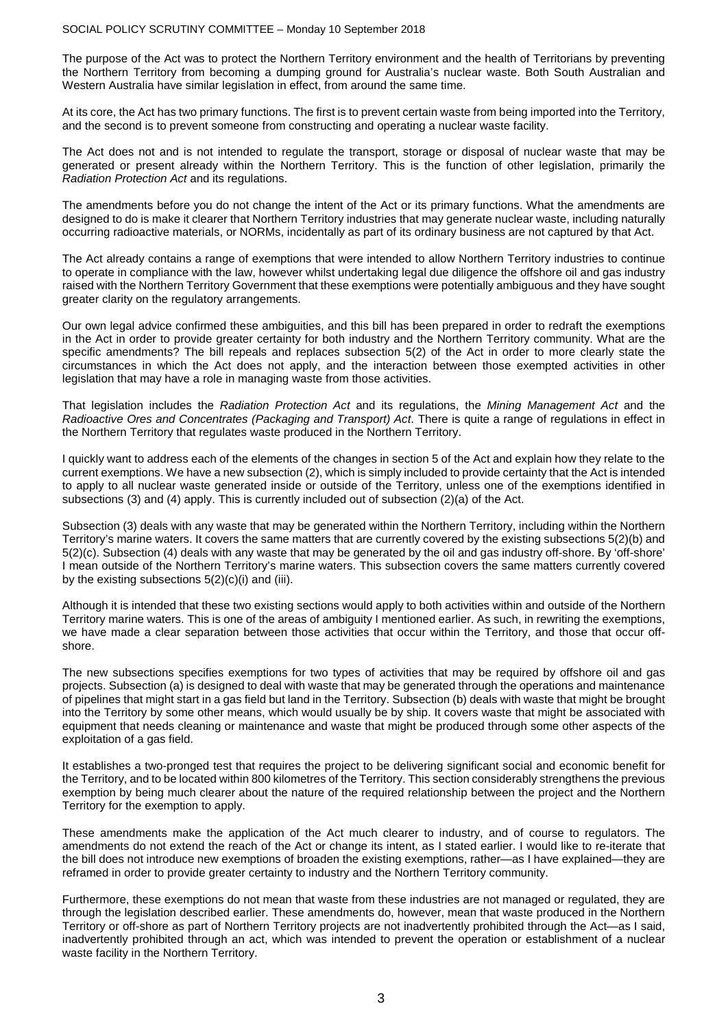The purpose of the Act was to protect the Northern Territory environment and the health of Territorians by preventing the Northern Territory from becoming a dumping ground for Australia's nuclear waste. Both South Australian and Western Australia have similar legislation in effect, from around the same time.

At its core, the Act has two primary functions. The first is to prevent certain waste from being imported into the Territory, and the second is to prevent someone from constructing and operating a nuclear waste facility.

The Act does not and is not intended to regulate the transport, storage or disposal of nuclear waste that may be generated or present already within the Northern Territory. This is the function of other legislation, primarily the *Radiation Protection Act* and its regulations.

The amendments before you do not change the intent of the Act or its primary functions. What the amendments are designed to do is make it clearer that Northern Territory industries that may generate nuclear waste, including naturally occurring radioactive materials, or NORMs, incidentally as part of its ordinary business are not captured by that Act.

The Act already contains a range of exemptions that were intended to allow Northern Territory industries to continue to operate in compliance with the law, however whilst undertaking legal due diligence the offshore oil and gas industry raised with the Northern Territory Government that these exemptions were potentially ambiguous and they have sought greater clarity on the regulatory arrangements.

Our own legal advice confirmed these ambiguities, and this bill has been prepared in order to redraft the exemptions in the Act in order to provide greater certainty for both industry and the Northern Territory community. What are the specific amendments? The bill repeals and replaces subsection 5(2) of the Act in order to more clearly state the circumstances in which the Act does not apply, and the interaction between those exempted activities in other legislation that may have a role in managing waste from those activities.

That legislation includes the *Radiation Protection Act* and its regulations, the *Mining Management Act* and the *Radioactive Ores and Concentrates (Packaging and Transport) Act*. There is quite a range of regulations in effect in the Northern Territory that regulates waste produced in the Northern Territory.

I quickly want to address each of the elements of the changes in section 5 of the Act and explain how they relate to the current exemptions. We have a new subsection (2), which is simply included to provide certainty that the Act is intended to apply to all nuclear waste generated inside or outside of the Territory, unless one of the exemptions identified in subsections (3) and (4) apply. This is currently included out of subsection (2)(a) of the Act.

Subsection (3) deals with any waste that may be generated within the Northern Territory, including within the Northern Territory's marine waters. It covers the same matters that are currently covered by the existing subsections 5(2)(b) and 5(2)(c). Subsection (4) deals with any waste that may be generated by the oil and gas industry off-shore. By 'off-shore' I mean outside of the Northern Territory's marine waters. This subsection covers the same matters currently covered by the existing subsections 5(2)(c)(i) and (iii).

Although it is intended that these two existing sections would apply to both activities within and outside of the Northern Territory marine waters. This is one of the areas of ambiguity I mentioned earlier. As such, in rewriting the exemptions, we have made a clear separation between those activities that occur within the Territory, and those that occur off-shore.

The new subsections specifies exemptions for two types of activities that may be required by offshore oil and gas projects. Subsection (a) is designed to deal with waste that may be generated through the operations and maintenance of pipelines that might start in a gas field but land in the Territory. Subsection (b) deals with waste that might be brought into the Territory by some other means, which would usually be by ship. It covers waste that might be associated with equipment that needs cleaning or maintenance and waste that might be produced through some other aspects of the exploitation of a gas field.

It establishes a two-pronged test that requires the project to be delivering significant social and economic benefit for the Territory, and to be located within 800 kilometres of the Territory. This section considerably strengthens the previous exemption by being much clearer about the nature of the required relationship between the project and the Northern Territory for the exemption to apply.

These amendments make the application of the Act much clearer to industry, and of course to regulators. The amendments do not extend the reach of the Act or change its intent, as I stated earlier. I would like to re-iterate that the bill does not introduce new exemptions of broaden the existing exemptions, rather—as I have explained—they are reframed in order to provide greater certainty to industry and the Northern Territory community.

Furthermore, these exemptions do not mean that waste from these industries are not managed or regulated, they are through the legislation described earlier. These amendments do, however, mean that waste produced in the Northern Territory or off-shore as part of Northern Territory projects are not inadvertently prohibited through the Act—as I said, inadvertently prohibited through an act, which was intended to prevent the operation or establishment of a nuclear waste facility in the Northern Territory.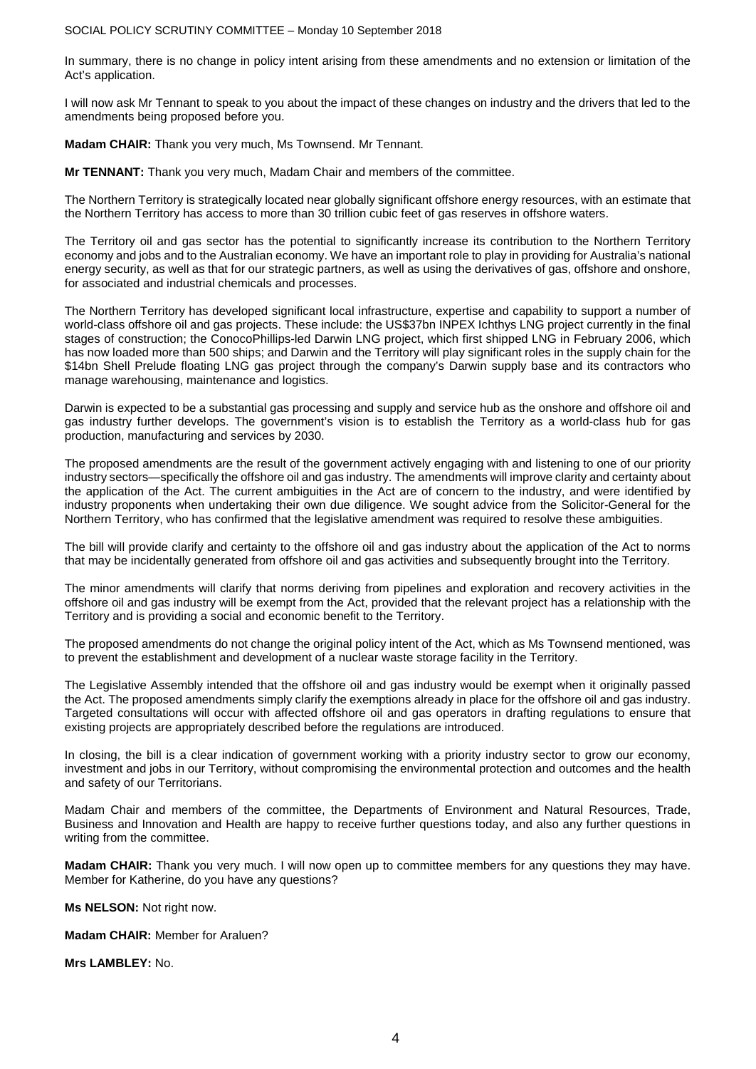In summary, there is no change in policy intent arising from these amendments and no extension or limitation of the Act's application.

I will now ask Mr Tennant to speak to you about the impact of these changes on industry and the drivers that led to the amendments being proposed before you.

**Madam CHAIR:** Thank you very much, Ms Townsend. Mr Tennant.

**Mr TENNANT:** Thank you very much, Madam Chair and members of the committee.

The Northern Territory is strategically located near globally significant offshore energy resources, with an estimate that the Northern Territory has access to more than 30 trillion cubic feet of gas reserves in offshore waters.

The Territory oil and gas sector has the potential to significantly increase its contribution to the Northern Territory economy and jobs and to the Australian economy. We have an important role to play in providing for Australia's national energy security, as well as that for our strategic partners, as well as using the derivatives of gas, offshore and onshore, for associated and industrial chemicals and processes.

The Northern Territory has developed significant local infrastructure, expertise and capability to support a number of world-class offshore oil and gas projects. These include: the US$37bn INPEX Ichthys LNG project currently in the final stages of construction; the ConocoPhillips-led Darwin LNG project, which first shipped LNG in February 2006, which has now loaded more than 500 ships; and Darwin and the Territory will play significant roles in the supply chain for the $14bn Shell Prelude floating LNG gas project through the company's Darwin supply base and its contractors who manage warehousing, maintenance and logistics.

Darwin is expected to be a substantial gas processing and supply and service hub as the onshore and offshore oil and gas industry further develops. The government's vision is to establish the Territory as a world-class hub for gas production, manufacturing and services by 2030.

The proposed amendments are the result of the government actively engaging with and listening to one of our priority industry sectors—specifically the offshore oil and gas industry. The amendments will improve clarity and certainty about the application of the Act. The current ambiguities in the Act are of concern to the industry, and were identified by industry proponents when undertaking their own due diligence. We sought advice from the Solicitor-General for the Northern Territory, who has confirmed that the legislative amendment was required to resolve these ambiguities.

The bill will provide clarify and certainty to the offshore oil and gas industry about the application of the Act to norms that may be incidentally generated from offshore oil and gas activities and subsequently brought into the Territory.

The minor amendments will clarify that norms deriving from pipelines and exploration and recovery activities in the offshore oil and gas industry will be exempt from the Act, provided that the relevant project has a relationship with the Territory and is providing a social and economic benefit to the Territory.

The proposed amendments do not change the original policy intent of the Act, which as Ms Townsend mentioned, was to prevent the establishment and development of a nuclear waste storage facility in the Territory.

The Legislative Assembly intended that the offshore oil and gas industry would be exempt when it originally passed the Act. The proposed amendments simply clarify the exemptions already in place for the offshore oil and gas industry. Targeted consultations will occur with affected offshore oil and gas operators in drafting regulations to ensure that existing projects are appropriately described before the regulations are introduced.

In closing, the bill is a clear indication of government working with a priority industry sector to grow our economy, investment and jobs in our Territory, without compromising the environmental protection and outcomes and the health and safety of our Territorians.

Madam Chair and members of the committee, the Departments of Environment and Natural Resources, Trade, Business and Innovation and Health are happy to receive further questions today, and also any further questions in writing from the committee.

**Madam CHAIR:** Thank you very much. I will now open up to committee members for any questions they may have. Member for Katherine, do you have any questions?

**Ms NELSON:** Not right now.

**Madam CHAIR:** Member for Araluen?

**Mrs LAMBLEY:** No.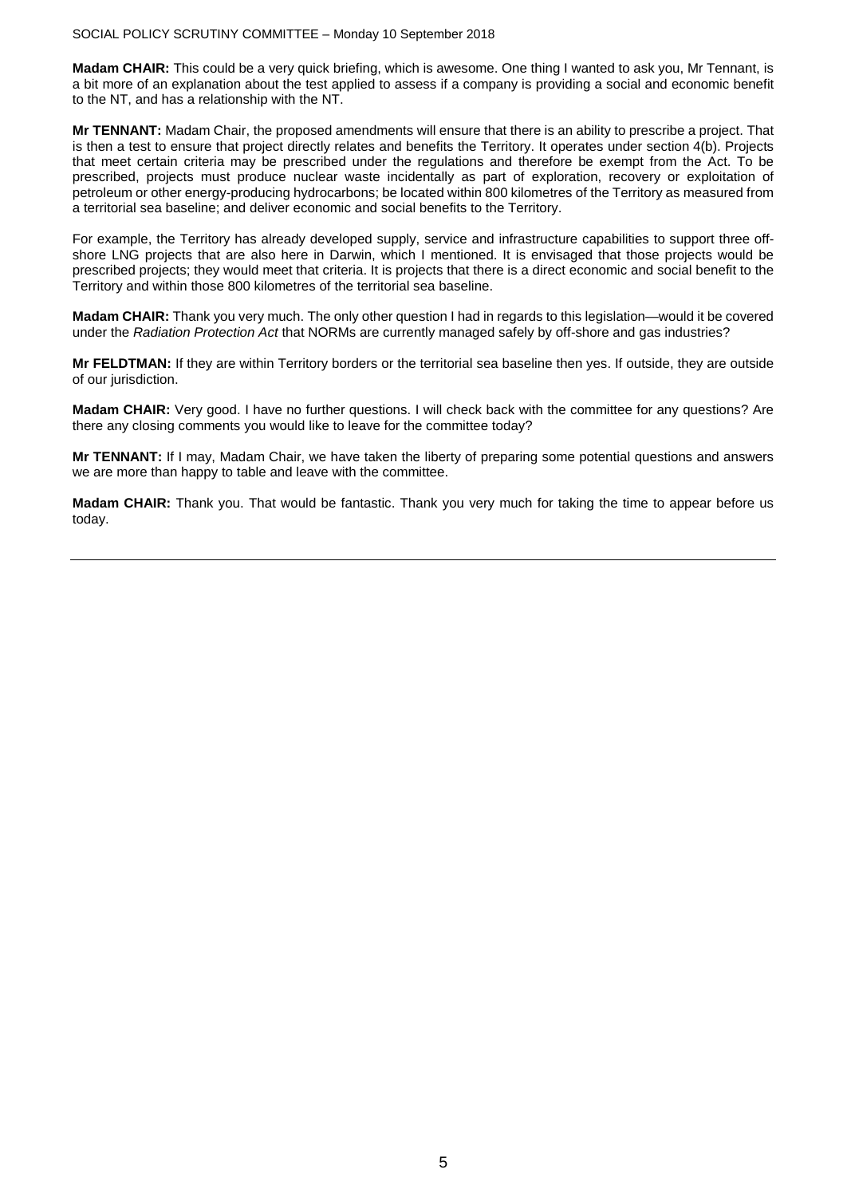**Madam CHAIR:** This could be a very quick briefing, which is awesome. One thing I wanted to ask you, Mr Tennant, is a bit more of an explanation about the test applied to assess if a company is providing a social and economic benefit to the NT, and has a relationship with the NT.

**Mr TENNANT:** Madam Chair, the proposed amendments will ensure that there is an ability to prescribe a project. That is then a test to ensure that project directly relates and benefits the Territory. It operates under section 4(b). Projects that meet certain criteria may be prescribed under the regulations and therefore be exempt from the Act. To be prescribed, projects must produce nuclear waste incidentally as part of exploration, recovery or exploitation of petroleum or other energy-producing hydrocarbons; be located within 800 kilometres of the Territory as measured from a territorial sea baseline; and deliver economic and social benefits to the Territory.

For example, the Territory has already developed supply, service and infrastructure capabilities to support three off-shore LNG projects that are also here in Darwin, which I mentioned. It is envisaged that those projects would be prescribed projects; they would meet that criteria. It is projects that there is a direct economic and social benefit to the Territory and within those 800 kilometres of the territorial sea baseline.

**Madam CHAIR:** Thank you very much. The only other question I had in regards to this legislation—would it be covered under the *Radiation Protection Act* that NORMs are currently managed safely by off-shore and gas industries?

**Mr FELDTMAN:** If they are within Territory borders or the territorial sea baseline then yes. If outside, they are outside of our jurisdiction.

**Madam CHAIR:** Very good. I have no further questions. I will check back with the committee for any questions? Are there any closing comments you would like to leave for the committee today?

**Mr TENNANT:** If I may, Madam Chair, we have taken the liberty of preparing some potential questions and answers we are more than happy to table and leave with the committee.

**Madam CHAIR:** Thank you. That would be fantastic. Thank you very much for taking the time to appear before us today.

---